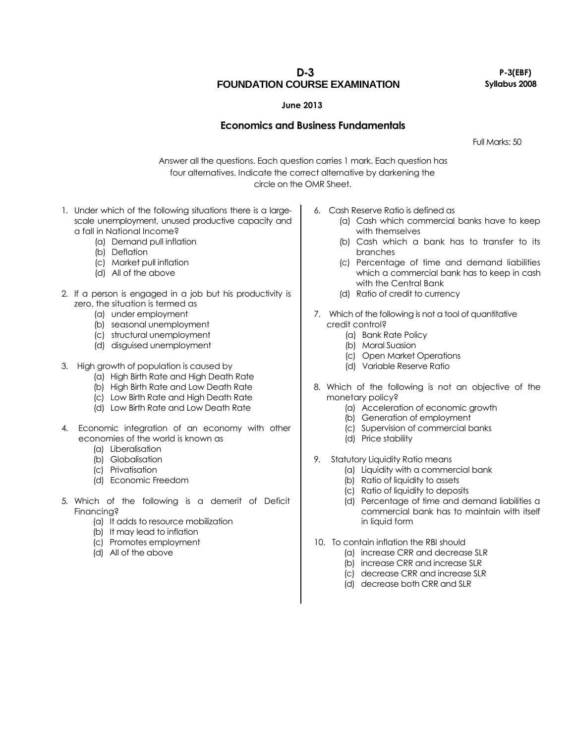# D-3
# FOUNDATION COURSE EXAMINATION

**P-3(EBF)**
**Syllabus 2008**

**June 2013**

## Economics and Business Fundamentals

Full Marks: 50

Answer all the questions. Each question carries 1 mark. Each question has four alternatives. Indicate the correct alternative by darkening the circle on the OMR Sheet.

1. Under which of the following situations there is a large-scale unemployment, unused productive capacity and a fall in National Income?
   - (a) Demand pull inflation
   - (b) Deflation
   - (c) Market pull inflation
   - (d) All of the above

2. If a person is engaged in a job but his productivity is zero, the situation is termed as
   - (a) under employment
   - (b) seasonal unemployment
   - (c) structural unemployment
   - (d) disguised unemployment

3. High growth of population is caused by
   - (a) High Birth Rate and High Death Rate
   - (b) High Birth Rate and Low Death Rate
   - (c) Low Birth Rate and High Death Rate
   - (d) Low Birth Rate and Low Death Rate

4. Economic integration of an economy with other economies of the world is known as
   - (a) Liberalisation
   - (b) Globalisation
   - (c) Privatisation
   - (d) Economic Freedom

5. Which of the following is a demerit of Deficit Financing?
   - (a) It adds to resource mobilization
   - (b) It may lead to inflation
   - (c) Promotes employment
   - (d) All of the above

6. Cash Reserve Ratio is defined as
   - (a) Cash which commercial banks have to keep with themselves
   - (b) Cash which a bank has to transfer to its branches
   - (c) Percentage of time and demand liabilities which a commercial bank has to keep in cash with the Central Bank
   - (d) Ratio of credit to currency

7. Which of the following is not a tool of quantitative credit control?
   - (a) Bank Rate Policy
   - (b) Moral Suasion
   - (c) Open Market Operations
   - (d) Variable Reserve Ratio

8. Which of the following is not an objective of the monetary policy?
   - (a) Acceleration of economic growth
   - (b) Generation of employment
   - (c) Supervision of commercial banks
   - (d) Price stability

9. Statutory Liquidity Ratio means
   - (a) Liquidity with a commercial bank
   - (b) Ratio of liquidity to assets
   - (c) Ratio of liquidity to deposits
   - (d) Percentage of time and demand liabilities a commercial bank has to maintain with itself in liquid form

10. To contain inflation the RBI should
    - (a) increase CRR and decrease SLR
    - (b) increase CRR and increase SLR
    - (c) decrease CRR and increase SLR
    - (d) decrease both CRR and SLR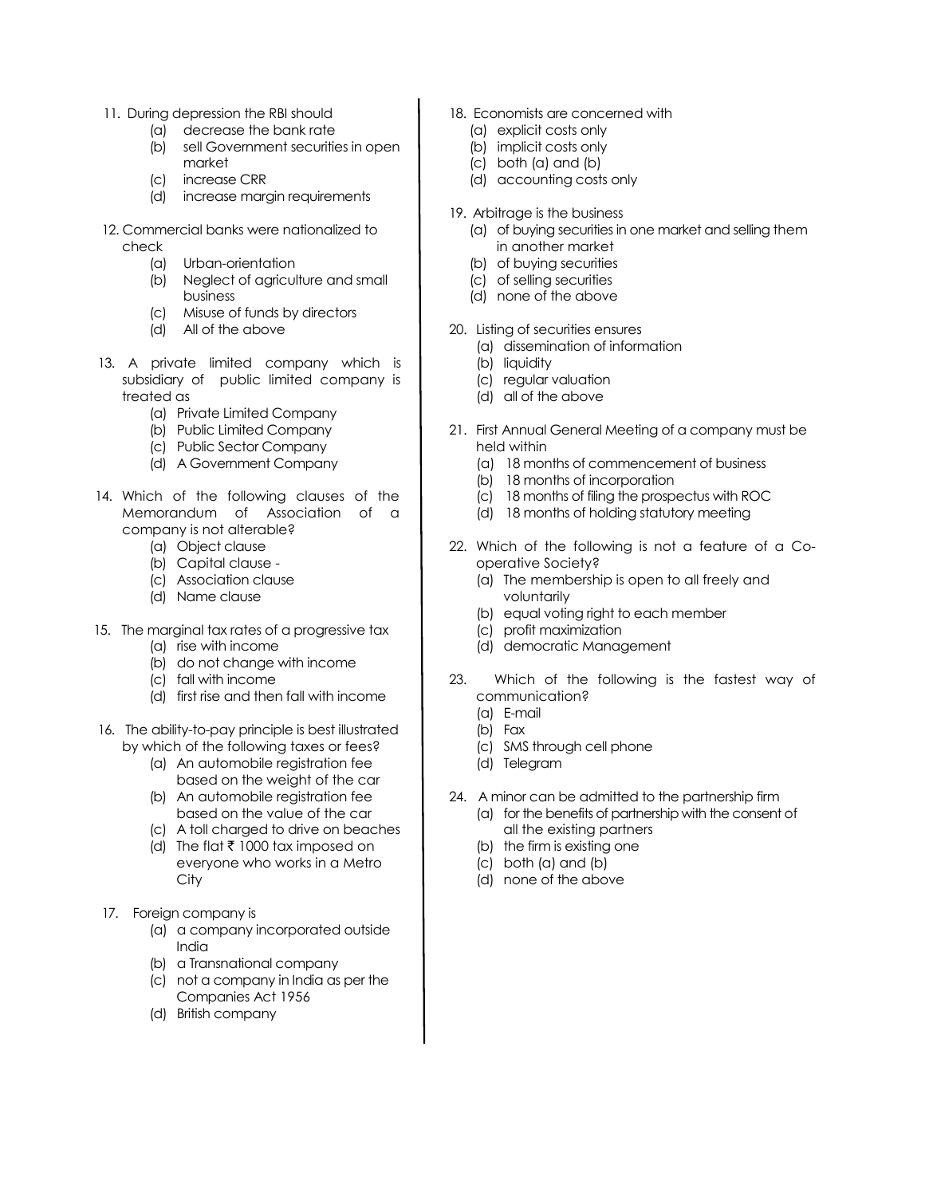11. During depression the RBI should
    - (a) decrease the bank rate
    - (b) sell Government securities in open market
    - (c) increase CRR
    - (d) increase margin requirements

12. Commercial banks were nationalized to check
    - (a) Urban-orientation
    - (b) Neglect of agriculture and small business
    - (c) Misuse of funds by directors
    - (d) All of the above

13. A private limited company which is subsidiary of public limited company is treated as
    - (a) Private Limited Company
    - (b) Public Limited Company
    - (c) Public Sector Company
    - (d) A Government Company

14. Which of the following clauses of the Memorandum of Association of a company is not alterable?
    - (a) Object clause
    - (b) Capital clause -
    - (c) Association clause
    - (d) Name clause

15. The marginal tax rates of a progressive tax
    - (a) rise with income
    - (b) do not change with income
    - (c) fall with income
    - (d) first rise and then fall with income

16. The ability-to-pay principle is best illustrated by which of the following taxes or fees?
    - (a) An automobile registration fee based on the weight of the car
    - (b) An automobile registration fee based on the value of the car
    - (c) A toll charged to drive on beaches
    - (d) The flat ₹ 1000 tax imposed on everyone who works in a Metro City

17. Foreign company is
    - (a) a company incorporated outside India
    - (b) a Transnational company
    - (c) not a company in India as per the Companies Act 1956
    - (d) British company

18. Economists are concerned with
    - (a) explicit costs only
    - (b) implicit costs only
    - (c) both (a) and (b)
    - (d) accounting costs only

19. Arbitrage is the business
    - (a) of buying securities in one market and selling them in another market
    - (b) of buying securities
    - (c) of selling securities
    - (d) none of the above

20. Listing of securities ensures
    - (a) dissemination of information
    - (b) liquidity
    - (c) regular valuation
    - (d) all of the above

21. First Annual General Meeting of a company must be held within
    - (a) 18 months of commencement of business
    - (b) 18 months of incorporation
    - (c) 18 months of filing the prospectus with ROC
    - (d) 18 months of holding statutory meeting

22. Which of the following is not a feature of a Co-operative Society?
    - (a) The membership is open to all freely and voluntarily
    - (b) equal voting right to each member
    - (c) profit maximization
    - (d) democratic Management

23. Which of the following is the fastest way of communication?
    - (a) E-mail
    - (b) Fax
    - (c) SMS through cell phone
    - (d) Telegram

24. A minor can be admitted to the partnership firm
    - (a) for the benefits of partnership with the consent of all the existing partners
    - (b) the firm is existing one
    - (c) both (a) and (b)
    - (d) none of the above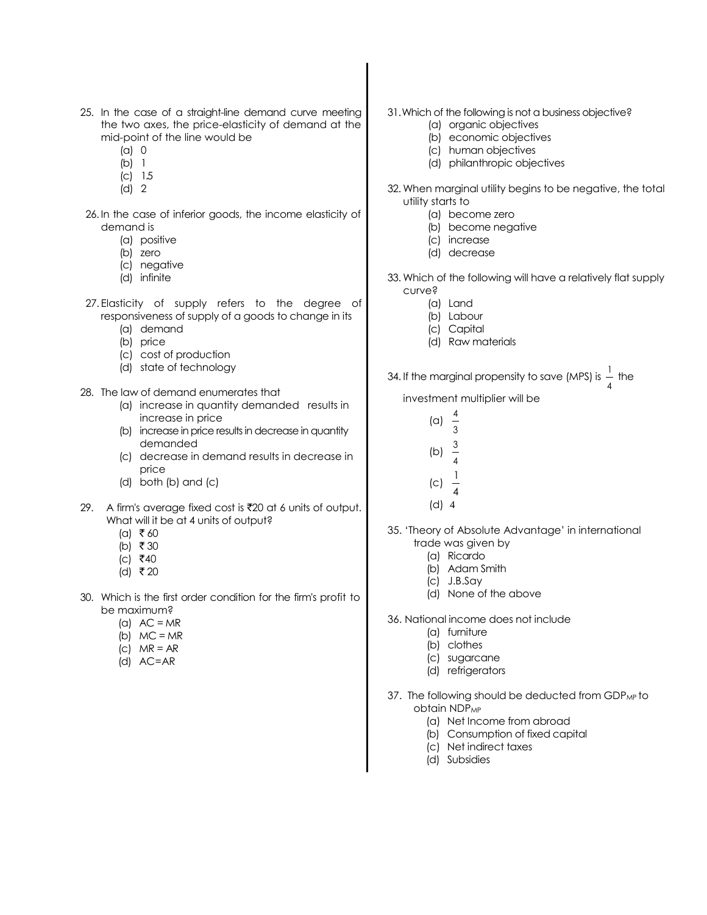25. In the case of a straight-line demand curve meeting the two axes, the price-elasticity of demand at the mid-point of the line would be
    (a) 0
    (b) 1
    (c) 1.5
    (d) 2

26. In the case of inferior goods, the income elasticity of demand is
    (a) positive
    (b) zero
    (c) negative
    (d) infinite

27. Elasticity of supply refers to the degree of responsiveness of supply of a goods to change in its
    (a) demand
    (b) price
    (c) cost of production
    (d) state of technology

28. The law of demand enumerates that
    (a) increase in quantity demanded results in increase in price
    (b) increase in price results in decrease in quantity demanded
    (c) decrease in demand results in decrease in price
    (d) both (b) and (c)

29. A firm's average fixed cost is ₹20 at 6 units of output. What will it be at 4 units of output?
    (a) ₹ 60
    (b) ₹ 30
    (c) ₹40
    (d) ₹ 20

30. Which is the first order condition for the firm's profit to be maximum?
    (a) AC = MR
    (b) MC = MR
    (c) MR = AR
    (d) AC=AR

31. Which of the following is not a business objective?
    (a) organic objectives
    (b) economic objectives
    (c) human objectives
    (d) philanthropic objectives

32. When marginal utility begins to be negative, the total utility starts to
    (a) become zero
    (b) become negative
    (c) increase
    (d) decrease

33. Which of the following will have a relatively flat supply curve?
    (a) Land
    (b) Labour
    (c) Capital
    (d) Raw materials

34. If the marginal propensity to save (MPS) is $\frac{1}{4}$ the investment multiplier will be
    (a) $\frac{4}{3}$
    (b) $\frac{3}{4}$
    (c) $\frac{1}{4}$
    (d) 4

35. 'Theory of Absolute Advantage' in international trade was given by
    (a) Ricardo
    (b) Adam Smith
    (c) J.B.Say
    (d) None of the above

36. National income does not include
    (a) furniture
    (b) clothes
    (c) sugarcane
    (d) refrigerators

37. The following should be deducted from $GDP_{MP}$ to obtain $NDP_{MP}$
    (a) Net Income from abroad
    (b) Consumption of fixed capital
    (c) Net indirect taxes
    (d) Subsidies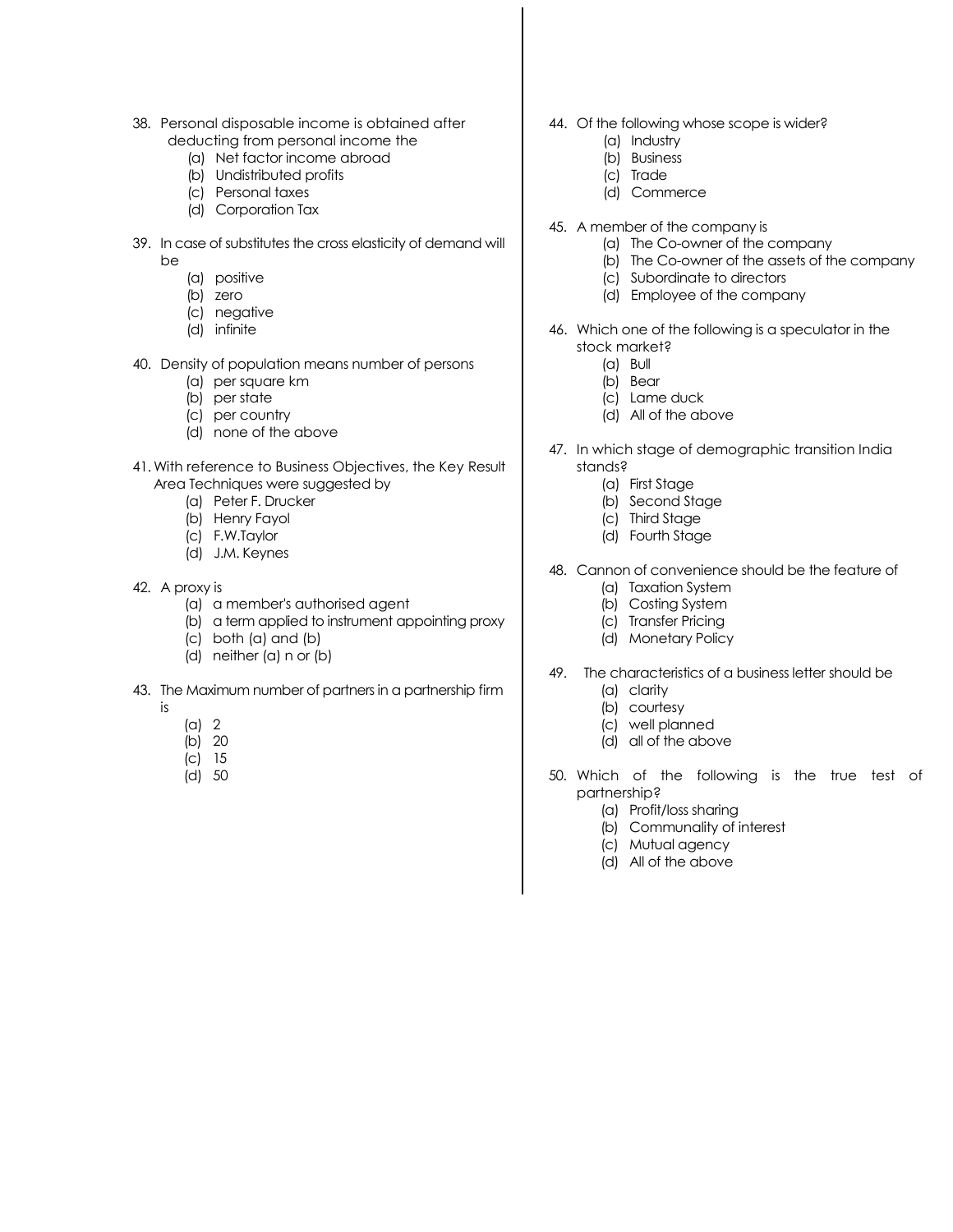38. Personal disposable income is obtained after deducting from personal income the
    - (a) Net factor income abroad
    - (b) Undistributed profits
    - (c) Personal taxes
    - (d) Corporation Tax

39. In case of substitutes the cross elasticity of demand will be
    - (a) positive
    - (b) zero
    - (c) negative
    - (d) infinite

40. Density of population means number of persons
    - (a) per square km
    - (b) per state
    - (c) per country
    - (d) none of the above

41. With reference to Business Objectives, the Key Result Area Techniques were suggested by
    - (a) Peter F. Drucker
    - (b) Henry Fayol
    - (c) F.W.Taylor
    - (d) J.M. Keynes

42. A proxy is
    - (a) a member's authorised agent
    - (b) a term applied to instrument appointing proxy
    - (c) both (a) and (b)
    - (d) neither (a) n or (b)

43. The Maximum number of partners in a partnership firm is
    - (a) 2
    - (b) 20
    - (c) 15
    - (d) 50

44. Of the following whose scope is wider?
    - (a) Industry
    - (b) Business
    - (c) Trade
    - (d) Commerce

45. A member of the company is
    - (a) The Co-owner of the company
    - (b) The Co-owner of the assets of the company
    - (c) Subordinate to directors
    - (d) Employee of the company

46. Which one of the following is a speculator in the stock market?
    - (a) Bull
    - (b) Bear
    - (c) Lame duck
    - (d) All of the above

47. In which stage of demographic transition India stands?
    - (a) First Stage
    - (b) Second Stage
    - (c) Third Stage
    - (d) Fourth Stage

48. Cannon of convenience should be the feature of
    - (a) Taxation System
    - (b) Costing System
    - (c) Transfer Pricing
    - (d) Monetary Policy

49. The characteristics of a business letter should be
    - (a) clarity
    - (b) courtesy
    - (c) well planned
    - (d) all of the above

50. Which of the following is the true test of partnership?
    - (a) Profit/loss sharing
    - (b) Communality of interest
    - (c) Mutual agency
    - (d) All of the above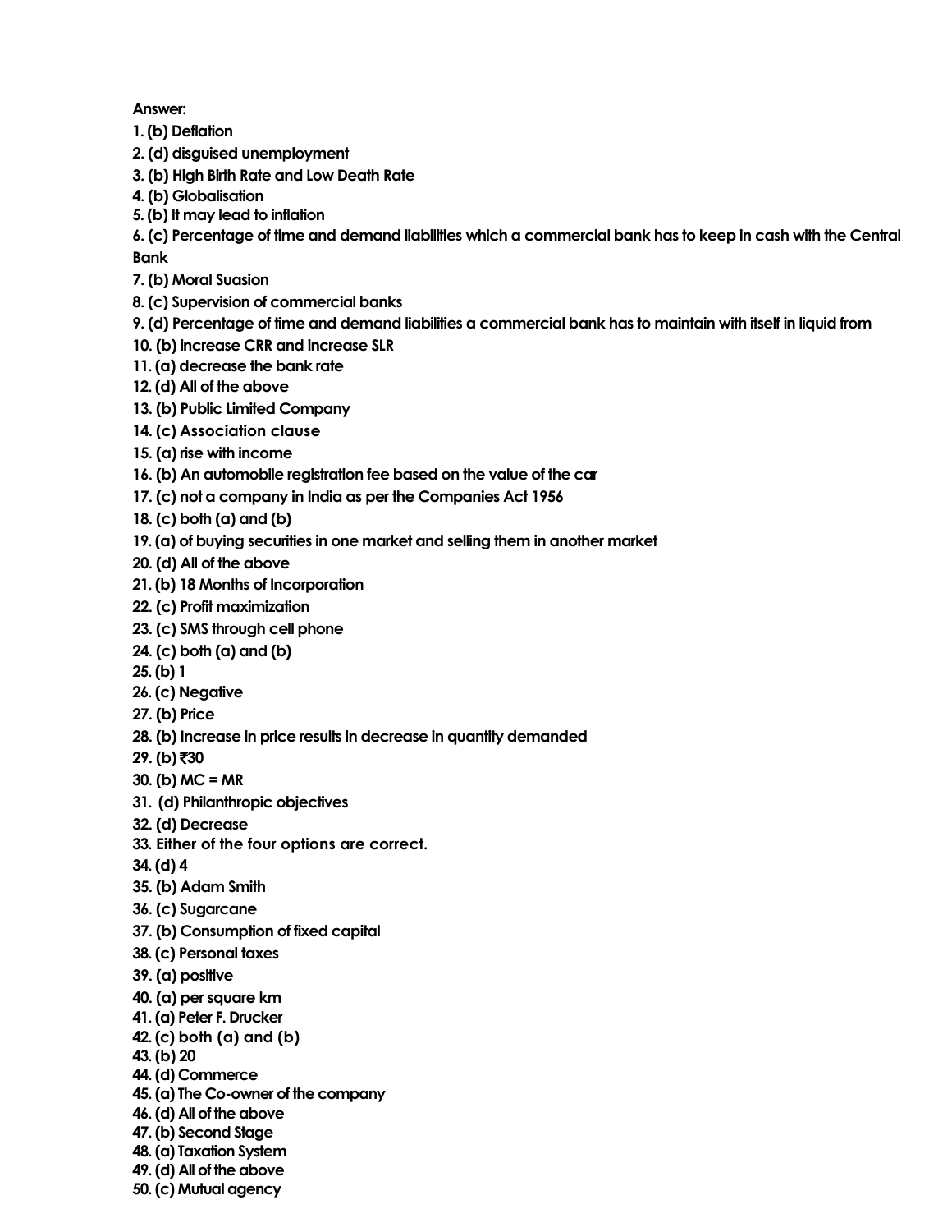**Answer:**

**1. (b) Deflation**

**2. (d) disguised unemployment**

**3. (b) High Birth Rate and Low Death Rate**

**4. (b) Globalisation**

**5. (b) It may lead to inflation**

**6. (c) Percentage of time and demand liabilities which a commercial bank has to keep in cash with the Central Bank**

**7. (b) Moral Suasion**

**8. (c) Supervision of commercial banks**

**9. (d) Percentage of time and demand liabilities a commercial bank has to maintain with itself in liquid from**

**10. (b) increase CRR and increase SLR**

**11. (a) decrease the bank rate**

**12. (d) All of the above**

**13. (b) Public Limited Company**

**14. (c) Association clause**

**15. (a) rise with income**

**16. (b) An automobile registration fee based on the value of the car**

**17. (c) not a company in India as per the Companies Act 1956**

**18. (c) both (a) and (b)**

**19. (a) of buying securities in one market and selling them in another market**

**20. (d) All of the above**

**21. (b) 18 Months of Incorporation**

**22. (c) Profit maximization**

**23. (c) SMS through cell phone**

**24. (c) both (a) and (b)**

**25. (b) 1**

**26. (c) Negative**

**27. (b) Price**

**28. (b) Increase in price results in decrease in quantity demanded**

**29. (b) ₹30**

**30. (b) MC = MR**

**31. (d) Philanthropic objectives**

**32. (d) Decrease**

**33. Either of the four options are correct.**

**34. (d) 4**

**35. (b) Adam Smith**

**36. (c) Sugarcane**

**37. (b) Consumption of fixed capital**

**38. (c) Personal taxes**

**39. (a) positive**

**40. (a) per square km**

**41. (a) Peter F. Drucker**

**42. (c) both (a) and (b)**

**43. (b) 20**

**44. (d) Commerce**

**45. (a) The Co-owner of the company**

**46. (d) All of the above**

**47. (b) Second Stage**

**48. (a) Taxation System**

**49. (d) All of the above**

**50. (c) Mutual agency**